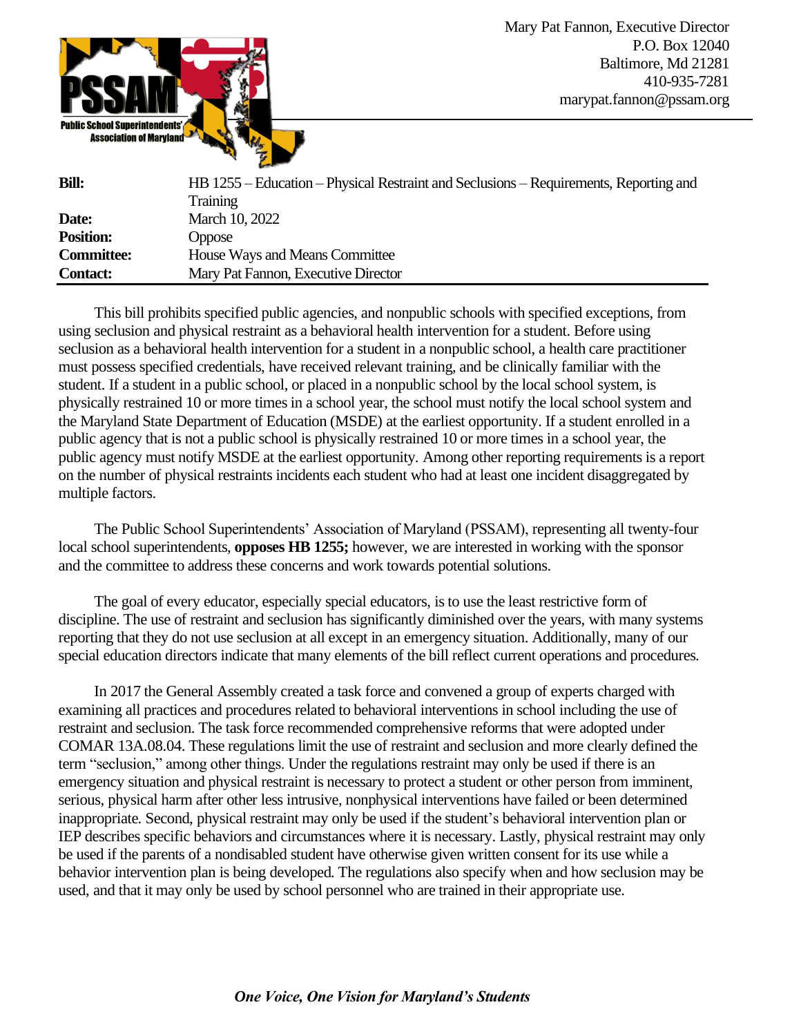**PSSAM**
**Public School Superintendents' Association of Maryland**

Mary Pat Fannon, Executive Director
P.O. Box 12040
Baltimore, Md 21281
410-935-7281
marypat.fannon@pssam.org

| | |
|---|---|
| **Bill:** | HB 1255 – Education – Physical Restraint and Seclusions – Requirements, Reporting and Training |
| **Date:** | March 10, 2022 |
| **Position:** | Oppose |
| **Committee:** | House Ways and Means Committee |
| **Contact:** | Mary Pat Fannon, Executive Director |

This bill prohibits specified public agencies, and nonpublic schools with specified exceptions, from using seclusion and physical restraint as a behavioral health intervention for a student. Before using seclusion as a behavioral health intervention for a student in a nonpublic school, a health care practitioner must possess specified credentials, have received relevant training, and be clinically familiar with the student. If a student in a public school, or placed in a nonpublic school by the local school system, is physically restrained 10 or more times in a school year, the school must notify the local school system and the Maryland State Department of Education (MSDE) at the earliest opportunity. If a student enrolled in a public agency that is not a public school is physically restrained 10 or more times in a school year, the public agency must notify MSDE at the earliest opportunity. Among other reporting requirements is a report on the number of physical restraints incidents each student who had at least one incident disaggregated by multiple factors.

The Public School Superintendents' Association of Maryland (PSSAM), representing all twenty-four local school superintendents, **opposes HB 1255;** however, we are interested in working with the sponsor and the committee to address these concerns and work towards potential solutions.

The goal of every educator, especially special educators, is to use the least restrictive form of discipline. The use of restraint and seclusion has significantly diminished over the years, with many systems reporting that they do not use seclusion at all except in an emergency situation. Additionally, many of our special education directors indicate that many elements of the bill reflect current operations and procedures.

In 2017 the General Assembly created a task force and convened a group of experts charged with examining all practices and procedures related to behavioral interventions in school including the use of restraint and seclusion. The task force recommended comprehensive reforms that were adopted under COMAR 13A.08.04. These regulations limit the use of restraint and seclusion and more clearly defined the term "seclusion," among other things. Under the regulations restraint may only be used if there is an emergency situation and physical restraint is necessary to protect a student or other person from imminent, serious, physical harm after other less intrusive, nonphysical interventions have failed or been determined inappropriate. Second, physical restraint may only be used if the student's behavioral intervention plan or IEP describes specific behaviors and circumstances where it is necessary. Lastly, physical restraint may only be used if the parents of a nondisabled student have otherwise given written consent for its use while a behavior intervention plan is being developed. The regulations also specify when and how seclusion may be used, and that it may only be used by school personnel who are trained in their appropriate use.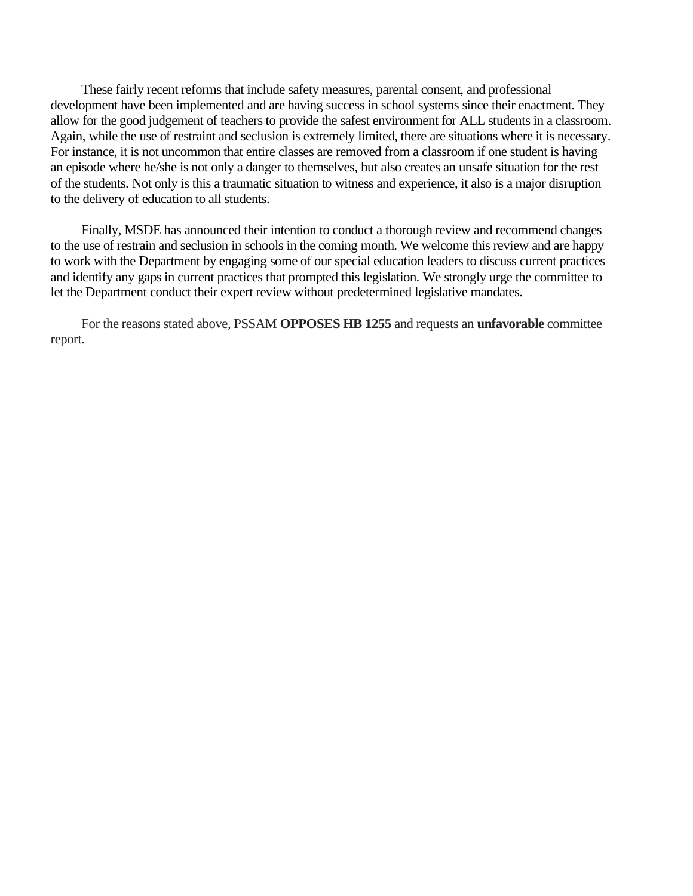These fairly recent reforms that include safety measures, parental consent, and professional development have been implemented and are having success in school systems since their enactment. They allow for the good judgement of teachers to provide the safest environment for ALL students in a classroom. Again, while the use of restraint and seclusion is extremely limited, there are situations where it is necessary. For instance, it is not uncommon that entire classes are removed from a classroom if one student is having an episode where he/she is not only a danger to themselves, but also creates an unsafe situation for the rest of the students. Not only is this a traumatic situation to witness and experience, it also is a major disruption to the delivery of education to all students.

Finally, MSDE has announced their intention to conduct a thorough review and recommend changes to the use of restrain and seclusion in schools in the coming month. We welcome this review and are happy to work with the Department by engaging some of our special education leaders to discuss current practices and identify any gaps in current practices that prompted this legislation. We strongly urge the committee to let the Department conduct their expert review without predetermined legislative mandates.

For the reasons stated above, PSSAM **OPPOSES HB 1255** and requests an **unfavorable** committee report.